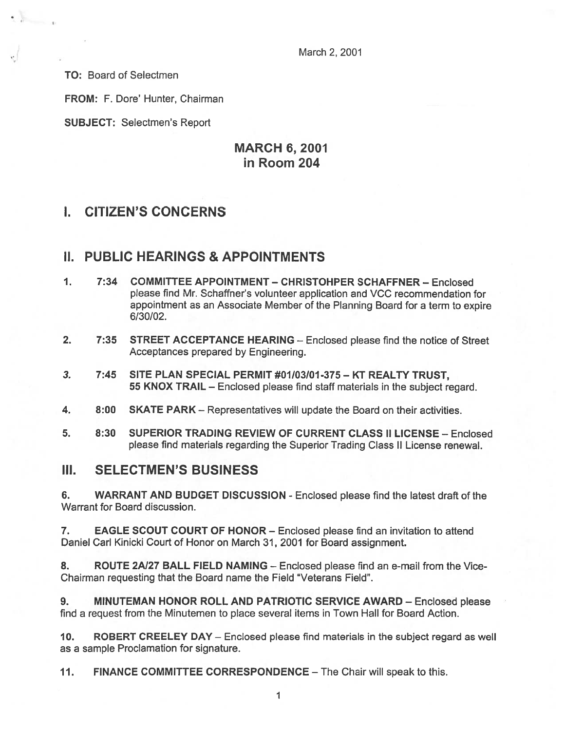March 2, 2001

**TO:** Board of Selectmen

**FROM:** F. Dore' Hunter, Chairman

**SUBJECT:** Selectmen's Report

## MARCH 6, 2001
## in Room 204

# I. CITIZEN'S CONCERNS

# II. PUBLIC HEARINGS & APPOINTMENTS

1. **7:34 COMMITTEE APPOINTMENT – CHRISTOHPER SCHAFFNER** – Enclosed please find Mr. Schaffner's volunteer application and VCC recommendation for appointment as an Associate Member of the Planning Board for a term to expire 6/30/02.

2. **7:35 STREET ACCEPTANCE HEARING** – Enclosed please find the notice of Street Acceptances prepared by Engineering.

3. **7:45 SITE PLAN SPECIAL PERMIT #01/03/01-375 – KT REALTY TRUST, 55 KNOX TRAIL** – Enclosed please find staff materials in the subject regard.

4. **8:00 SKATE PARK** – Representatives will update the Board on their activities.

5. **8:30 SUPERIOR TRADING REVIEW OF CURRENT CLASS II LICENSE** – Enclosed please find materials regarding the Superior Trading Class II License renewal.

# III. SELECTMEN'S BUSINESS

6. **WARRANT AND BUDGET DISCUSSION** - Enclosed please find the latest draft of the Warrant for Board discussion.

7. **EAGLE SCOUT COURT OF HONOR** – Enclosed please find an invitation to attend Daniel Carl Kinicki Court of Honor on March 31, 2001 for Board assignment.

8. **ROUTE 2A/27 BALL FIELD NAMING** – Enclosed please find an e-mail from the Vice-Chairman requesting that the Board name the Field "Veterans Field".

9. **MINUTEMAN HONOR ROLL AND PATRIOTIC SERVICE AWARD** – Enclosed please find a request from the Minutemen to place several items in Town Hall for Board Action.

10. **ROBERT CREELEY DAY** – Enclosed please find materials in the subject regard as well as a sample Proclamation for signature.

11. **FINANCE COMMITTEE CORRESPONDENCE** – The Chair will speak to this.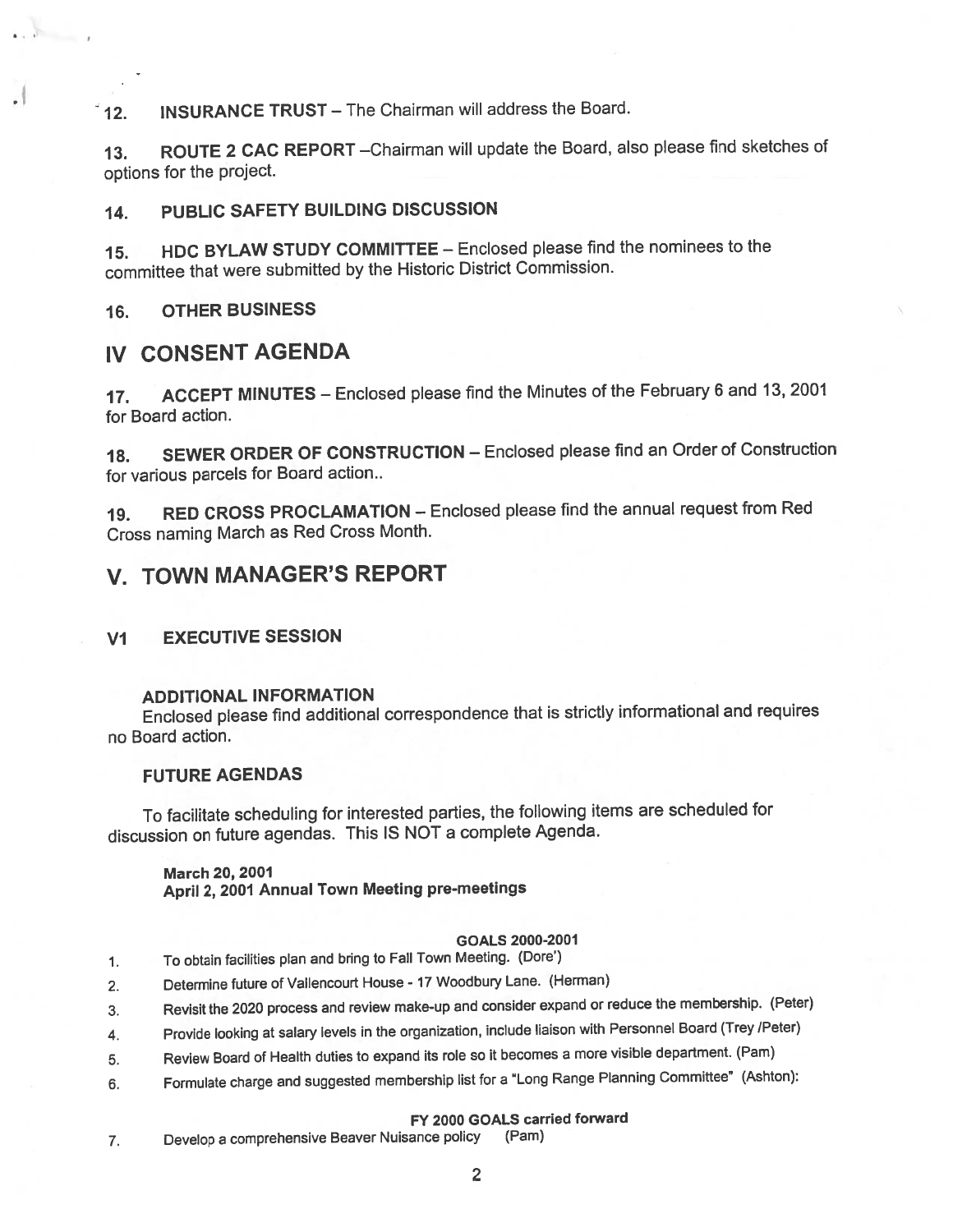12. **INSURANCE TRUST** – The Chairman will address the Board.

13. **ROUTE 2 CAC REPORT** –Chairman will update the Board, also please find sketches of options for the project.

14. **PUBLIC SAFETY BUILDING DISCUSSION**

15. **HDC BYLAW STUDY COMMITTEE** – Enclosed please find the nominees to the committee that were submitted by the Historic District Commission.

16. **OTHER BUSINESS**

## IV CONSENT AGENDA

17. **ACCEPT MINUTES** – Enclosed please find the Minutes of the February 6 and 13, 2001 for Board action.

18. **SEWER ORDER OF CONSTRUCTION** – Enclosed please find an Order of Construction for various parcels for Board action..

19. **RED CROSS PROCLAMATION** – Enclosed please find the annual request from Red Cross naming March as Red Cross Month.

## V. TOWN MANAGER'S REPORT

### V1 EXECUTIVE SESSION

**ADDITIONAL INFORMATION**

Enclosed please find additional correspondence that is strictly informational and requires no Board action.

**FUTURE AGENDAS**

To facilitate scheduling for interested parties, the following items are scheduled for discussion on future agendas. This IS NOT a complete Agenda.

**March 20, 2001**
**April 2, 2001 Annual Town Meeting pre-meetings**

**GOALS 2000-2001**

1. To obtain facilities plan and bring to Fall Town Meeting. (Dore')
2. Determine future of Vallencourt House - 17 Woodbury Lane. (Herman)
3. Revisit the 2020 process and review make-up and consider expand or reduce the membership. (Peter)
4. Provide looking at salary levels in the organization, include liaison with Personnel Board (Trey /Peter)
5. Review Board of Health duties to expand its role so it becomes a more visible department. (Pam)
6. Formulate charge and suggested membership list for a "Long Range Planning Committee" (Ashton):

**FY 2000 GOALS carried forward**

7. Develop a comprehensive Beaver Nuisance policy (Pam)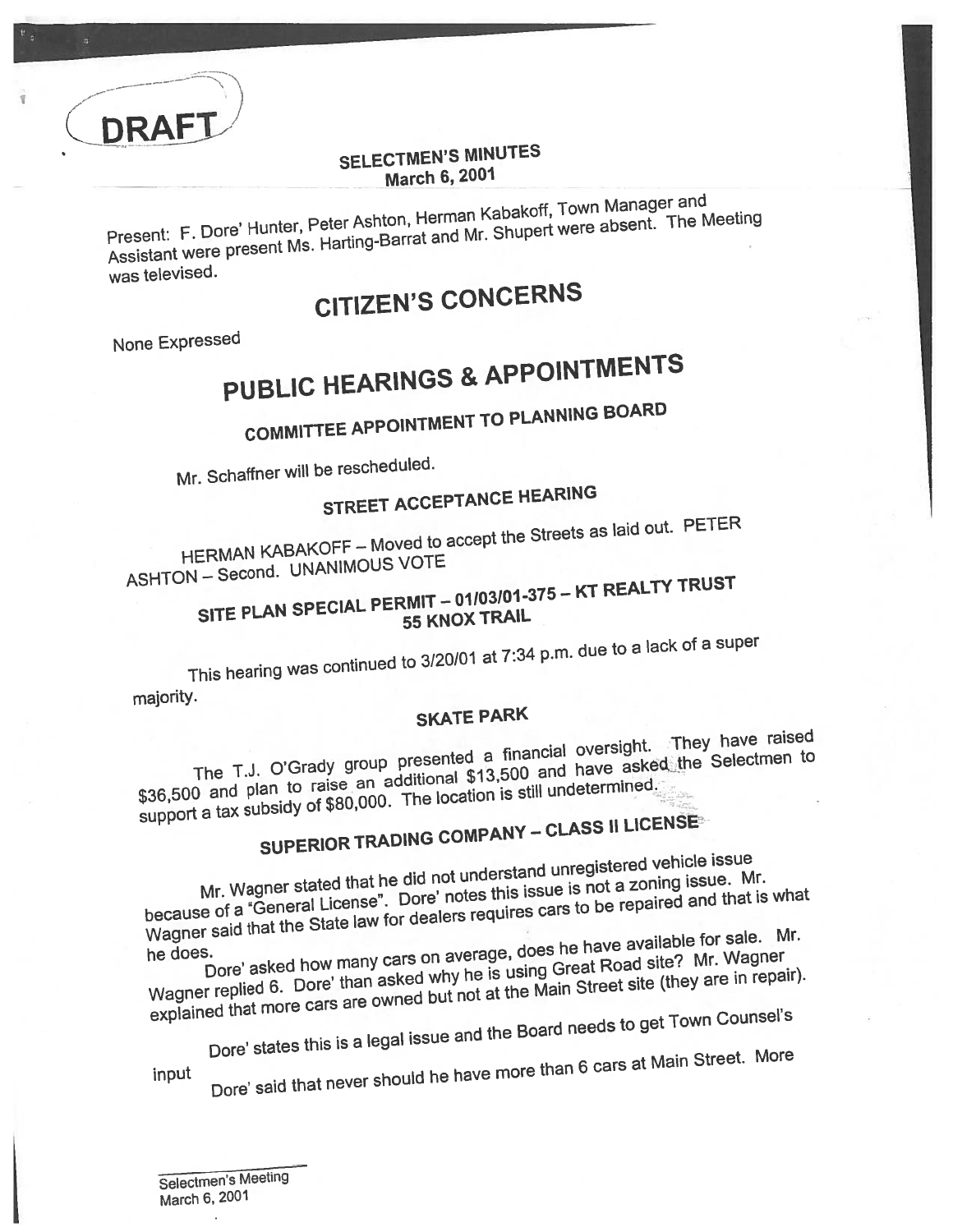DRAFT

## SELECTMEN'S MINUTES
March 6, 2001

Present: F. Dore' Hunter, Peter Ashton, Herman Kabakoff, Town Manager and Assistant were present Ms. Harting-Barrat and Mr. Shupert were absent. The Meeting was televised.

# CITIZEN'S CONCERNS

None Expressed

# PUBLIC HEARINGS & APPOINTMENTS

## COMMITTEE APPOINTMENT TO PLANNING BOARD

Mr. Schaffner will be rescheduled.

## STREET ACCEPTANCE HEARING

HERMAN KABAKOFF – Moved to accept the Streets as laid out. PETER ASHTON – Second. UNANIMOUS VOTE

## SITE PLAN SPECIAL PERMIT – 01/03/01-375 – KT REALTY TRUST 55 KNOX TRAIL

This hearing was continued to 3/20/01 at 7:34 p.m. due to a lack of a super majority.

## SKATE PARK

The T.J. O'Grady group presented a financial oversight. They have raised $36,500 and plan to raise an additional $13,500 and have asked the Selectmen to support a tax subsidy of $80,000. The location is still undetermined.

## SUPERIOR TRADING COMPANY – CLASS II LICENSE

Mr. Wagner stated that he did not understand unregistered vehicle issue because of a "General License". Dore' notes this issue is not a zoning issue. Mr. Wagner said that the State law for dealers requires cars to be repaired and that is what he does.

Dore' asked how many cars on average, does he have available for sale. Mr. Wagner replied 6. Dore' than asked why he is using Great Road site? Mr. Wagner explained that more cars are owned but not at the Main Street site (they are in repair).

Dore' states this is a legal issue and the Board needs to get Town Counsel's input

Dore' said that never should he have more than 6 cars at Main Street. More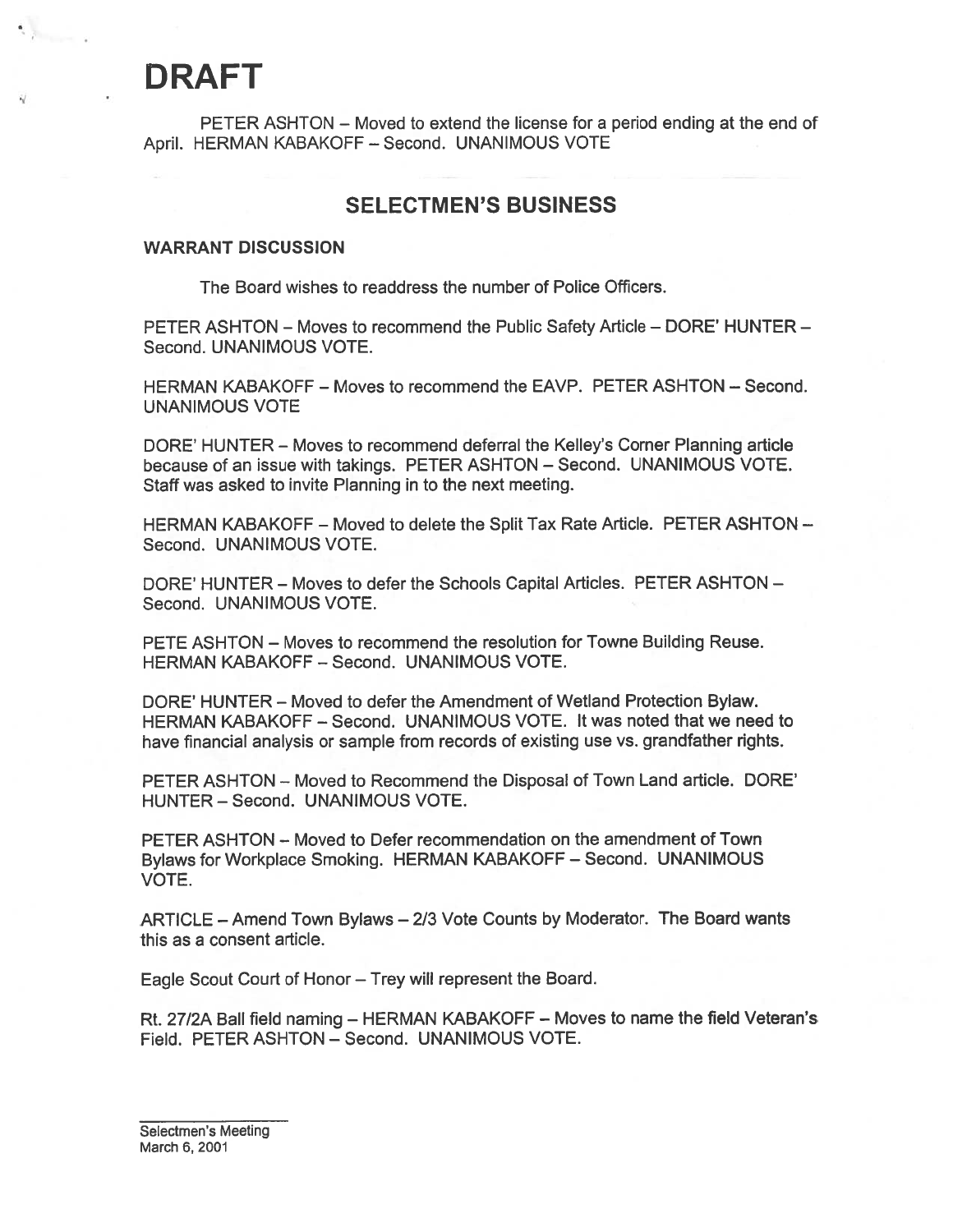# DRAFT

PETER ASHTON – Moved to extend the license for a period ending at the end of April. HERMAN KABAKOFF – Second. UNANIMOUS VOTE

## SELECTMEN'S BUSINESS

### WARRANT DISCUSSION

The Board wishes to readdress the number of Police Officers.

PETER ASHTON – Moves to recommend the Public Safety Article – DORE' HUNTER – Second. UNANIMOUS VOTE.

HERMAN KABAKOFF – Moves to recommend the EAVP. PETER ASHTON – Second. UNANIMOUS VOTE

DORE' HUNTER – Moves to recommend deferral the Kelley's Corner Planning article because of an issue with takings. PETER ASHTON – Second. UNANIMOUS VOTE. Staff was asked to invite Planning in to the next meeting.

HERMAN KABAKOFF – Moved to delete the Split Tax Rate Article. PETER ASHTON – Second. UNANIMOUS VOTE.

DORE' HUNTER – Moves to defer the Schools Capital Articles. PETER ASHTON – Second. UNANIMOUS VOTE.

PETE ASHTON – Moves to recommend the resolution for Towne Building Reuse. HERMAN KABAKOFF – Second. UNANIMOUS VOTE.

DORE' HUNTER – Moved to defer the Amendment of Wetland Protection Bylaw. HERMAN KABAKOFF – Second. UNANIMOUS VOTE. It was noted that we need to have financial analysis or sample from records of existing use vs. grandfather rights.

PETER ASHTON – Moved to Recommend the Disposal of Town Land article. DORE' HUNTER – Second. UNANIMOUS VOTE.

PETER ASHTON – Moved to Defer recommendation on the amendment of Town Bylaws for Workplace Smoking. HERMAN KABAKOFF – Second. UNANIMOUS VOTE.

ARTICLE – Amend Town Bylaws – 2/3 Vote Counts by Moderator. The Board wants this as a consent article.

Eagle Scout Court of Honor – Trey will represent the Board.

Rt. 27/2A Ball field naming – HERMAN KABAKOFF – Moves to name the field Veteran's Field. PETER ASHTON – Second. UNANIMOUS VOTE.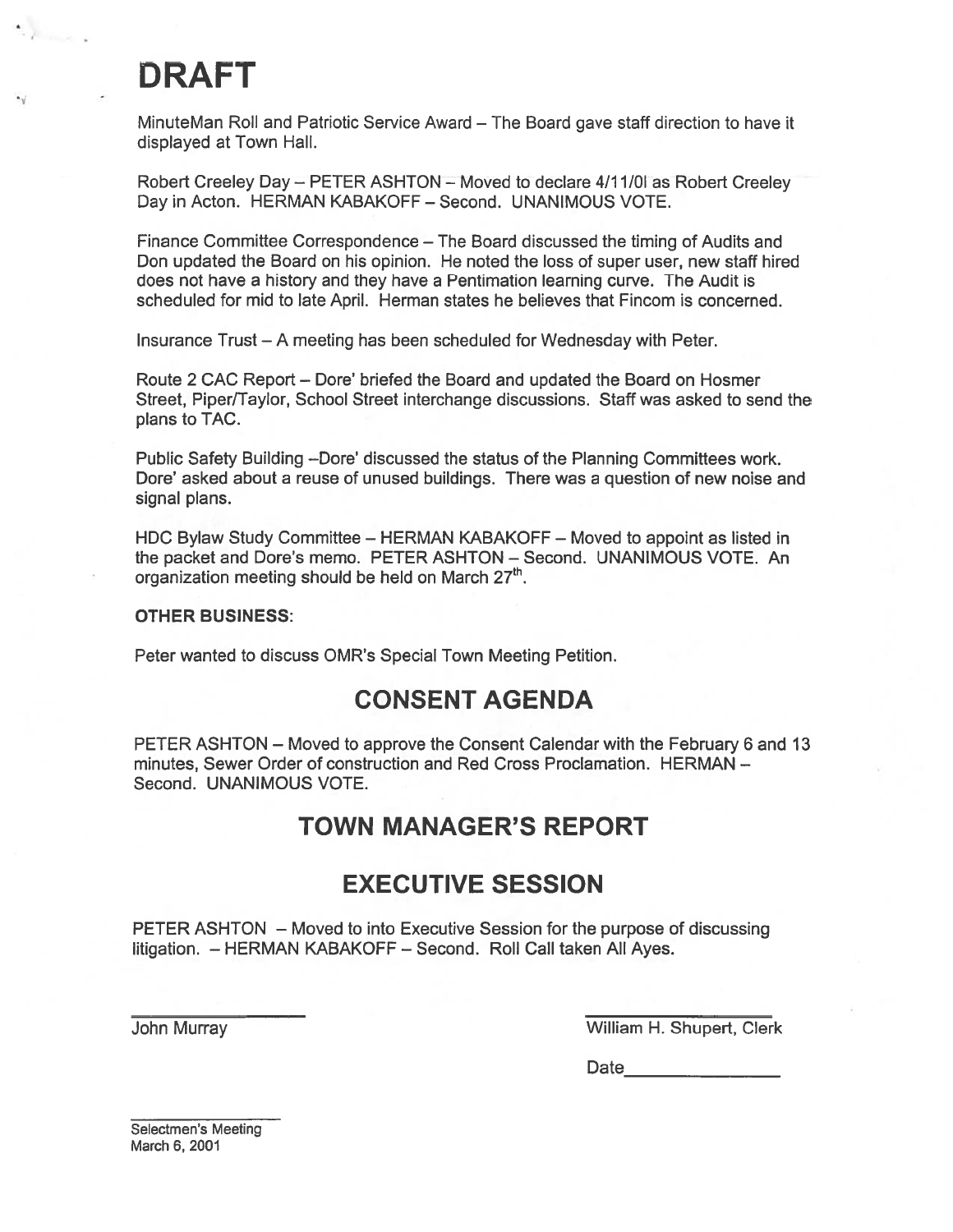# DRAFT

MinuteMan Roll and Patriotic Service Award – The Board gave staff direction to have it displayed at Town Hall.

Robert Creeley Day – PETER ASHTON – Moved to declare 4/11/01 as Robert Creeley Day in Acton. HERMAN KABAKOFF – Second. UNANIMOUS VOTE.

Finance Committee Correspondence – The Board discussed the timing of Audits and Don updated the Board on his opinion. He noted the loss of super user, new staff hired does not have a history and they have a Pentimation learning curve. The Audit is scheduled for mid to late April. Herman states he believes that Fincom is concerned.

Insurance Trust – A meeting has been scheduled for Wednesday with Peter.

Route 2 CAC Report – Dore' briefed the Board and updated the Board on Hosmer Street, Piper/Taylor, School Street interchange discussions. Staff was asked to send the plans to TAC.

Public Safety Building –Dore' discussed the status of the Planning Committees work. Dore' asked about a reuse of unused buildings. There was a question of new noise and signal plans.

HDC Bylaw Study Committee – HERMAN KABAKOFF – Moved to appoint as listed in the packet and Dore's memo. PETER ASHTON – Second. UNANIMOUS VOTE. An organization meeting should be held on March 27th.

**OTHER BUSINESS:**

Peter wanted to discuss OMR's Special Town Meeting Petition.

## CONSENT AGENDA

PETER ASHTON – Moved to approve the Consent Calendar with the February 6 and 13 minutes, Sewer Order of construction and Red Cross Proclamation. HERMAN – Second. UNANIMOUS VOTE.

## TOWN MANAGER'S REPORT

## EXECUTIVE SESSION

PETER ASHTON – Moved to into Executive Session for the purpose of discussing litigation. – HERMAN KABAKOFF – Second. Roll Call taken All Ayes.

John Murray

William H. Shupert, Clerk

Date_______________

Selectmen's Meeting
March 6, 2001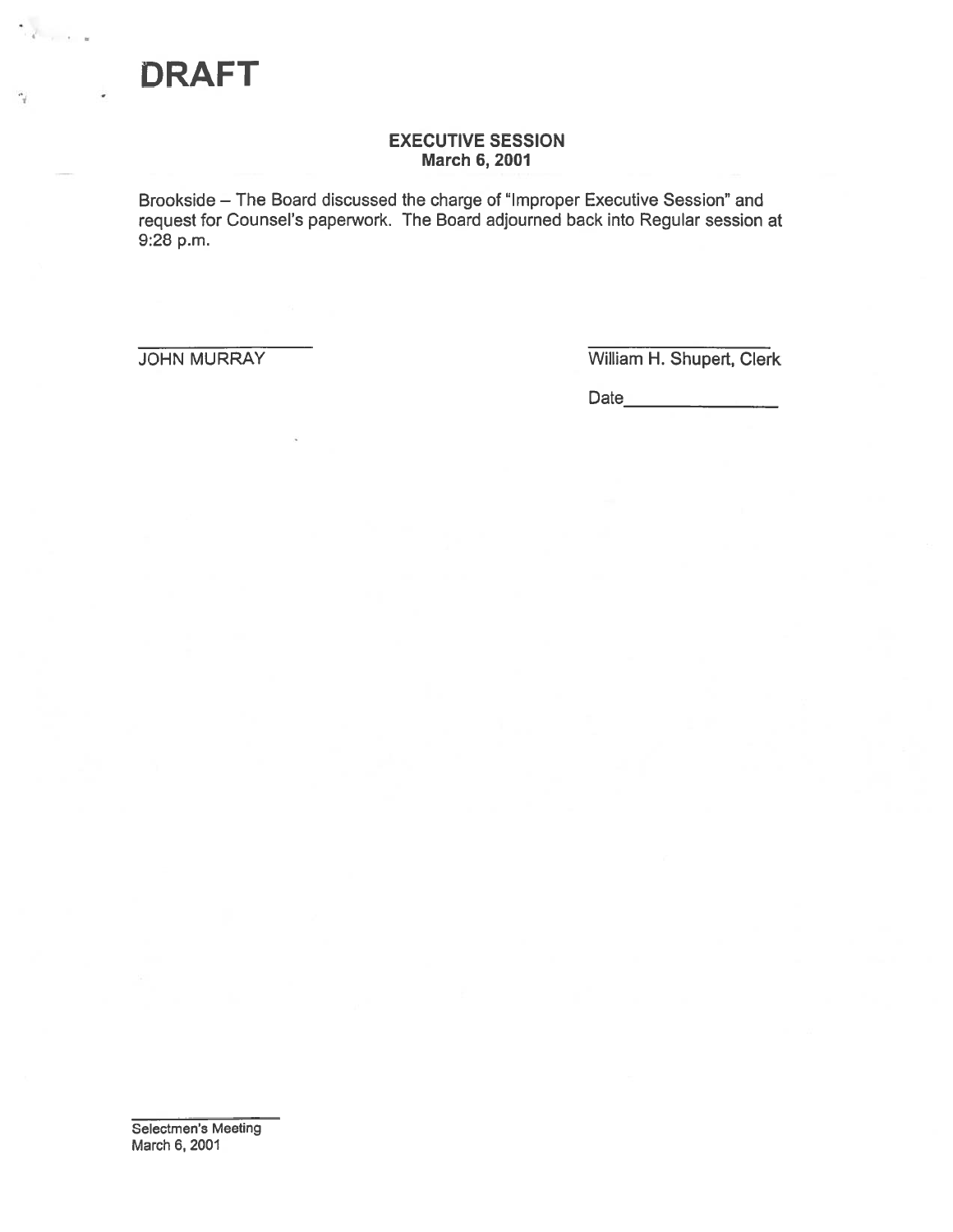# DRAFT

## EXECUTIVE SESSION
**March 6, 2001**

Brookside – The Board discussed the charge of "Improper Executive Session" and request for Counsel's paperwork. The Board adjourned back into Regular session at 9:28 p.m.

JOHN MURRAY

William H. Shupert, Clerk

Date________________

Selectmen's Meeting
March 6, 2001